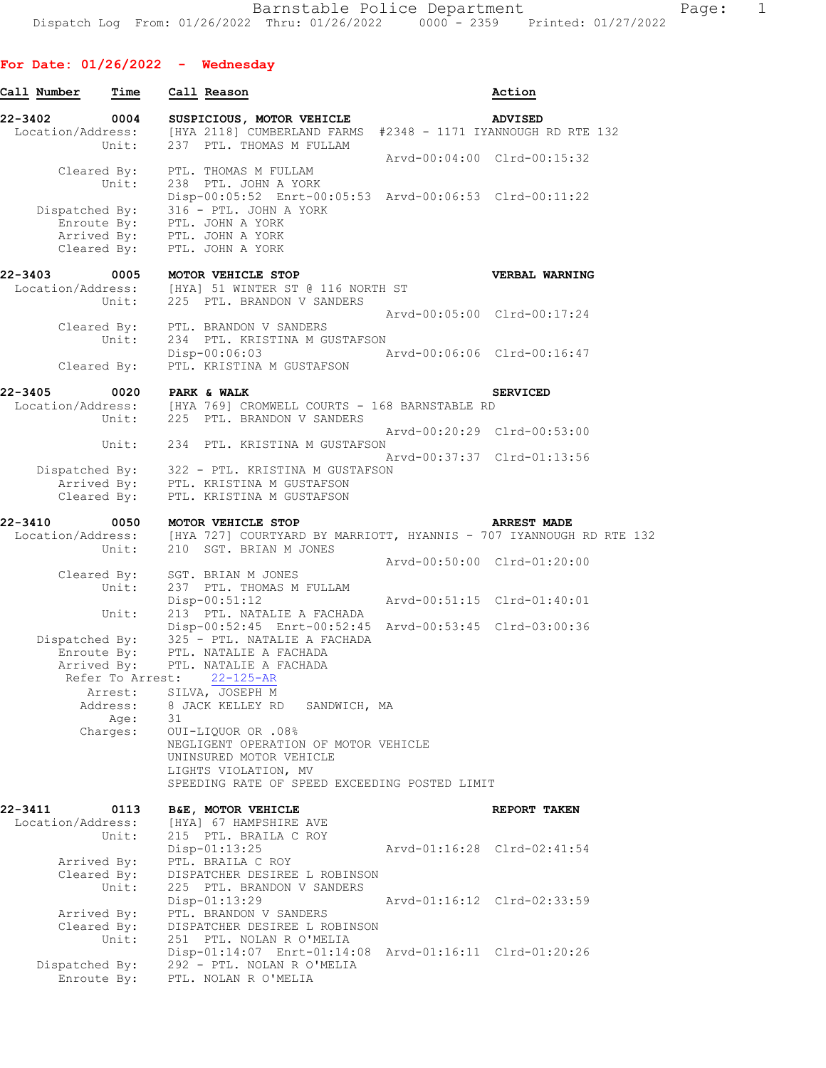Barnstable Police Department

Dispatch Log From: 01/26/2022 Thru: 01/26/2022 0000 - 2359 Printed: 01/27/2022

**For Date: 01/26/2022 - Wednesday**

| Call Number | Time | Call Reason | Action |
|---|---|---|---|

```
22-3402         0004   SUSPICIOUS, MOTOR VEHICLE                        ADVISED
  Location/Address:    [HYA 2118] CUMBERLAND FARMS  #2348 - 1171 IYANNOUGH RD RTE 132
             Unit:     237  PTL. THOMAS M FULLAM
                                                   Arvd-00:04:00  Clrd-00:15:32
        Cleared By:    PTL. THOMAS M FULLAM
             Unit:     238  PTL. JOHN A YORK
                       Disp-00:05:52  Enrt-00:05:53  Arvd-00:06:53  Clrd-00:11:22
     Dispatched By:    316 - PTL. JOHN A YORK
        Enroute By:    PTL. JOHN A YORK
        Arrived By:    PTL. JOHN A YORK
        Cleared By:    PTL. JOHN A YORK

22-3403         0005   MOTOR VEHICLE STOP                               VERBAL WARNING
  Location/Address:    [HYA] 51 WINTER ST @ 116 NORTH ST
             Unit:     225  PTL. BRANDON V SANDERS
                                                   Arvd-00:05:00  Clrd-00:17:24
        Cleared By:    PTL. BRANDON V SANDERS
             Unit:     234  PTL. KRISTINA M GUSTAFSON
                       Disp-00:06:03               Arvd-00:06:06  Clrd-00:16:47
        Cleared By:    PTL. KRISTINA M GUSTAFSON

22-3405         0020   PARK & WALK                                      SERVICED
  Location/Address:    [HYA 769] CROMWELL COURTS - 168 BARNSTABLE RD
             Unit:     225  PTL. BRANDON V SANDERS
                                                   Arvd-00:20:29  Clrd-00:53:00
             Unit:     234  PTL. KRISTINA M GUSTAFSON
                                                   Arvd-00:37:37  Clrd-01:13:56
     Dispatched By:    322 - PTL. KRISTINA M GUSTAFSON
        Arrived By:    PTL. KRISTINA M GUSTAFSON
        Cleared By:    PTL. KRISTINA M GUSTAFSON

22-3410         0050   MOTOR VEHICLE STOP                               ARREST MADE
  Location/Address:    [HYA 727] COURTYARD BY MARRIOTT, HYANNIS - 707 IYANNOUGH RD RTE 132
             Unit:     210  SGT. BRIAN M JONES
                                                   Arvd-00:50:00  Clrd-01:20:00
        Cleared By:    SGT. BRIAN M JONES
             Unit:     237  PTL. THOMAS M FULLAM
                       Disp-00:51:12               Arvd-00:51:15  Clrd-01:40:01
             Unit:     213  PTL. NATALIE A FACHADA
                       Disp-00:52:45  Enrt-00:52:45  Arvd-00:53:45  Clrd-03:00:36
     Dispatched By:    325 - PTL. NATALIE A FACHADA
        Enroute By:    PTL. NATALIE A FACHADA
        Arrived By:    PTL. NATALIE A FACHADA
      Refer To Arrest:    22-125-AR
            Arrest:    SILVA, JOSEPH M
           Address:    8 JACK KELLEY RD   SANDWICH, MA
               Age:    31
           Charges:    OUI-LIQUOR OR .08%
                       NEGLIGENT OPERATION OF MOTOR VEHICLE
                       UNINSURED MOTOR VEHICLE
                       LIGHTS VIOLATION, MV
                       SPEEDING RATE OF SPEED EXCEEDING POSTED LIMIT

22-3411         0113   B&E, MOTOR VEHICLE                               REPORT TAKEN
  Location/Address:    [HYA] 67 HAMPSHIRE AVE
             Unit:     215  PTL. BRAILA C ROY
                       Disp-01:13:25               Arvd-01:16:28  Clrd-02:41:54
        Arrived By:    PTL. BRAILA C ROY
        Cleared By:    DISPATCHER DESIREE L ROBINSON
             Unit:     225  PTL. BRANDON V SANDERS
                       Disp-01:13:29               Arvd-01:16:12  Clrd-02:33:59
        Arrived By:    PTL. BRANDON V SANDERS
        Cleared By:    DISPATCHER DESIREE L ROBINSON
             Unit:     251  PTL. NOLAN R O'MELIA
                       Disp-01:14:07  Enrt-01:14:08  Arvd-01:16:11  Clrd-01:20:26
     Dispatched By:    292 - PTL. NOLAN R O'MELIA
        Enroute By:    PTL. NOLAN R O'MELIA
```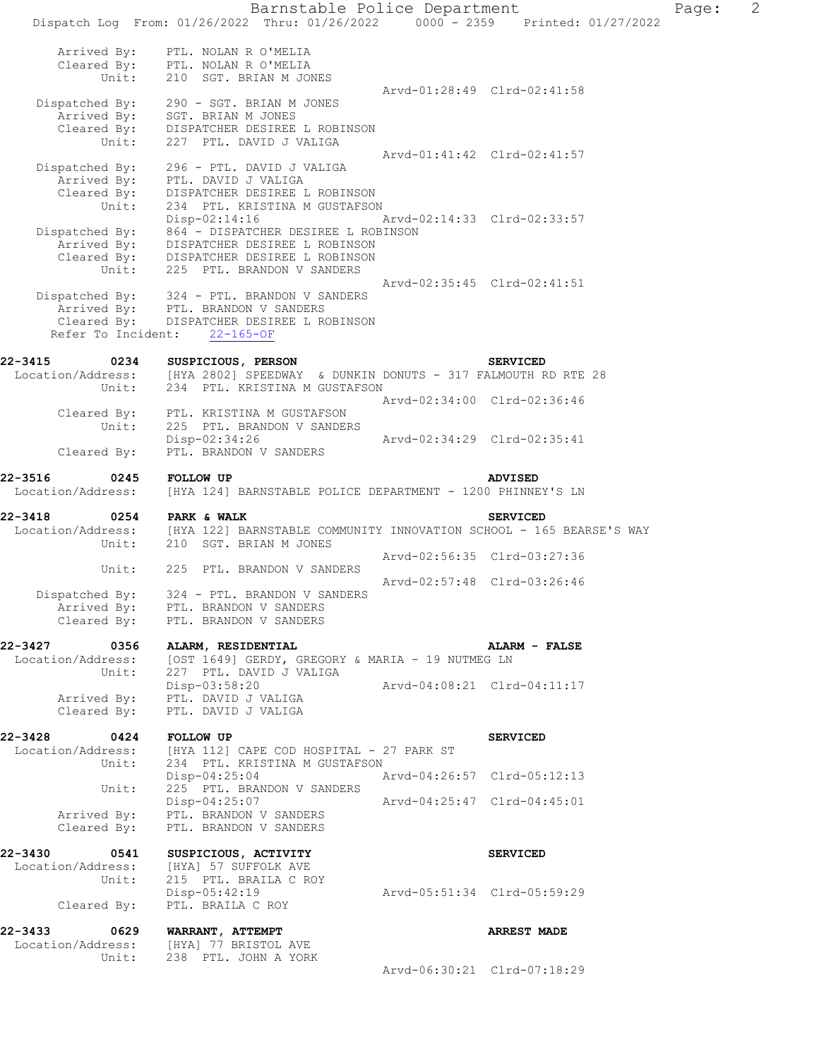```
     Arrived By:    PTL. NOLAN R O'MELIA
     Cleared By:    PTL. NOLAN R O'MELIA
           Unit:    210  SGT. BRIAN M JONES
                                                 Arvd-01:28:49  Clrd-02:41:58
  Dispatched By:    290 - SGT. BRIAN M JONES
     Arrived By:    SGT. BRIAN M JONES
     Cleared By:    DISPATCHER DESIREE L ROBINSON
           Unit:    227  PTL. DAVID J VALIGA
                                                 Arvd-01:41:42  Clrd-02:41:57
  Dispatched By:    296 - PTL. DAVID J VALIGA
     Arrived By:    PTL. DAVID J VALIGA
     Cleared By:    DISPATCHER DESIREE L ROBINSON
           Unit:    234  PTL. KRISTINA M GUSTAFSON
                    Disp-02:14:16                Arvd-02:14:33  Clrd-02:33:57
  Dispatched By:    864 - DISPATCHER DESIREE L ROBINSON
     Arrived By:    DISPATCHER DESIREE L ROBINSON
     Cleared By:    DISPATCHER DESIREE L ROBINSON
           Unit:    225  PTL. BRANDON V SANDERS
                                                 Arvd-02:35:45  Clrd-02:41:51
  Dispatched By:    324 - PTL. BRANDON V SANDERS
     Arrived By:    PTL. BRANDON V SANDERS
     Cleared By:    DISPATCHER DESIREE L ROBINSON
   Refer To Incident:    22-165-OF
```

**22-3415 0234 SUSPICIOUS, PERSON — SERVICED**

```
 Location/Address:  [HYA 2802] SPEEDWAY  & DUNKIN DONUTS - 317 FALMOUTH RD RTE 28
           Unit:    234  PTL. KRISTINA M GUSTAFSON
                                                 Arvd-02:34:00  Clrd-02:36:46
     Cleared By:    PTL. KRISTINA M GUSTAFSON
           Unit:    225  PTL. BRANDON V SANDERS
                    Disp-02:34:26                Arvd-02:34:29  Clrd-02:35:41
     Cleared By:    PTL. BRANDON V SANDERS
```

**22-3516 0245 FOLLOW UP — ADVISED**

```
 Location/Address:  [HYA 124] BARNSTABLE POLICE DEPARTMENT - 1200 PHINNEY'S LN
```

**22-3418 0254 PARK & WALK — SERVICED**

```
 Location/Address:  [HYA 122] BARNSTABLE COMMUNITY INNOVATION SCHOOL - 165 BEARSE'S WAY
           Unit:    210  SGT. BRIAN M JONES
                                                 Arvd-02:56:35  Clrd-03:27:36
           Unit:    225  PTL. BRANDON V SANDERS
                                                 Arvd-02:57:48  Clrd-03:26:46
  Dispatched By:    324 - PTL. BRANDON V SANDERS
     Arrived By:    PTL. BRANDON V SANDERS
     Cleared By:    PTL. BRANDON V SANDERS
```

**22-3427 0356 ALARM, RESIDENTIAL — ALARM - FALSE**

```
 Location/Address:  [OST 1649] GERDY, GREGORY & MARIA - 19 NUTMEG LN
           Unit:    227  PTL. DAVID J VALIGA
                    Disp-03:58:20                Arvd-04:08:21  Clrd-04:11:17
     Arrived By:    PTL. DAVID J VALIGA
     Cleared By:    PTL. DAVID J VALIGA
```

**22-3428 0424 FOLLOW UP — SERVICED**

```
 Location/Address:  [HYA 112] CAPE COD HOSPITAL - 27 PARK ST
           Unit:    234  PTL. KRISTINA M GUSTAFSON
                    Disp-04:25:04                Arvd-04:26:57  Clrd-05:12:13
           Unit:    225  PTL. BRANDON V SANDERS
                    Disp-04:25:07                Arvd-04:25:47  Clrd-04:45:01
     Arrived By:    PTL. BRANDON V SANDERS
     Cleared By:    PTL. BRANDON V SANDERS
```

**22-3430 0541 SUSPICIOUS, ACTIVITY — SERVICED**

```
 Location/Address:  [HYA] 57 SUFFOLK AVE
           Unit:    215  PTL. BRAILA C ROY
                    Disp-05:42:19                Arvd-05:51:34  Clrd-05:59:29
     Cleared By:    PTL. BRAILA C ROY
```

**22-3433 0629 WARRANT, ATTEMPT — ARREST MADE**

```
 Location/Address:  [HYA] 77 BRISTOL AVE
           Unit:    238  PTL. JOHN A YORK
                                                 Arvd-06:30:21  Clrd-07:18:29
```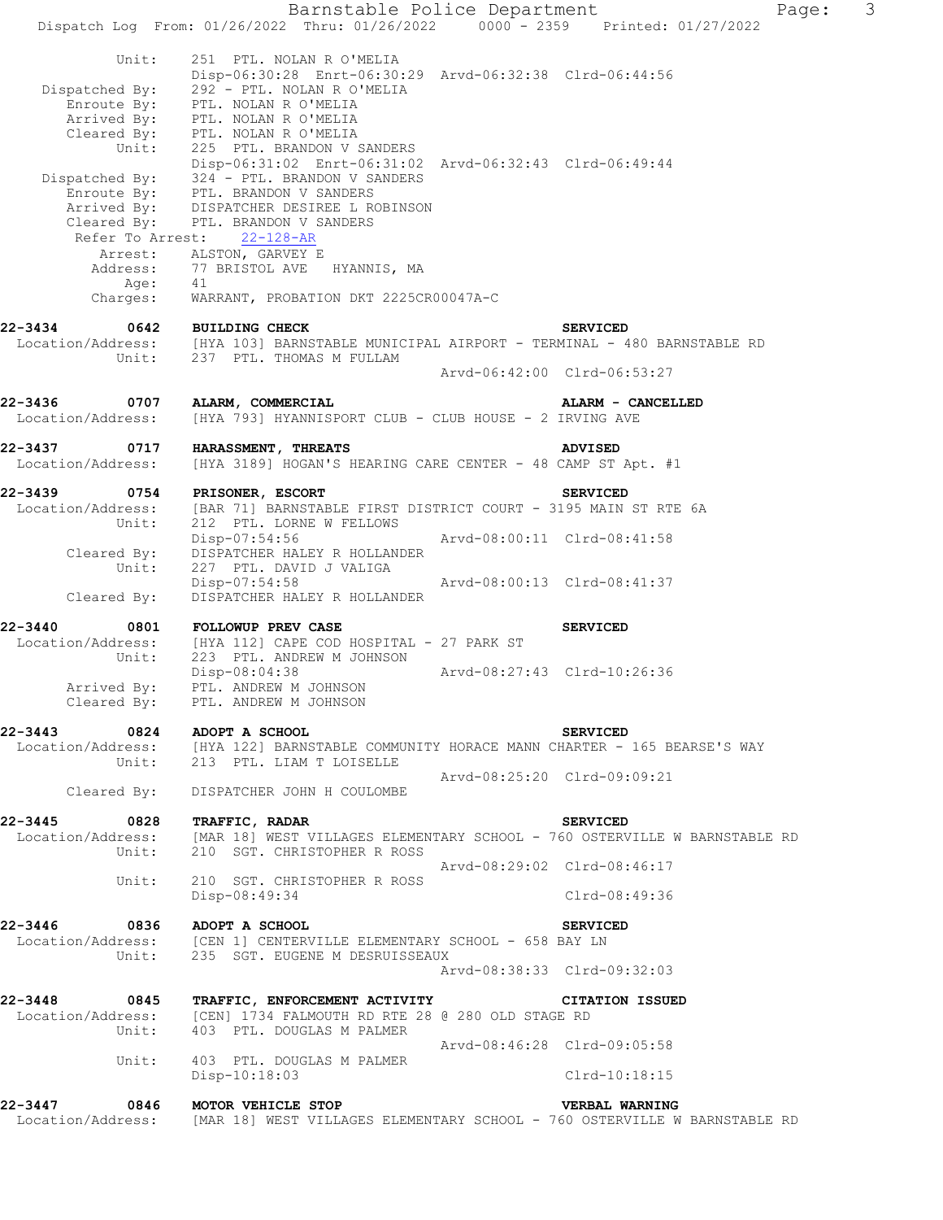```
            Unit:     251  PTL. NOLAN R O'MELIA
                      Disp-06:30:28  Enrt-06:30:29  Arvd-06:32:38  Clrd-06:44:56
   Dispatched By:     292 - PTL. NOLAN R O'MELIA
      Enroute By:     PTL. NOLAN R O'MELIA
      Arrived By:     PTL. NOLAN R O'MELIA
      Cleared By:     PTL. NOLAN R O'MELIA
            Unit:     225  PTL. BRANDON V SANDERS
                      Disp-06:31:02  Enrt-06:31:02  Arvd-06:32:43  Clrd-06:49:44
   Dispatched By:     324 - PTL. BRANDON V SANDERS
      Enroute By:     PTL. BRANDON V SANDERS
      Arrived By:     DISPATCHER DESIREE L ROBINSON
      Cleared By:     PTL. BRANDON V SANDERS
    Refer To Arrest:     22-128-AR
          Arrest:     ALSTON, GARVEY E
         Address:     77 BRISTOL AVE    HYANNIS, MA
             Age:     41
         Charges:     WARRANT, PROBATION DKT 2225CR00047A-C

22-3434        0642   BUILDING CHECK                                    SERVICED
 Location/Address:    [HYA 103] BARNSTABLE MUNICIPAL AIRPORT - TERMINAL - 480 BARNSTABLE RD
            Unit:     237  PTL. THOMAS M FULLAM
                                                     Arvd-06:42:00  Clrd-06:53:27

22-3436        0707   ALARM, COMMERCIAL                                 ALARM - CANCELLED
 Location/Address:    [HYA 793] HYANNISPORT CLUB - CLUB HOUSE - 2 IRVING AVE

22-3437        0717   HARASSMENT, THREATS                               ADVISED
 Location/Address:    [HYA 3189] HOGAN'S HEARING CARE CENTER - 48 CAMP ST Apt. #1

22-3439        0754   PRISONER, ESCORT                                  SERVICED
 Location/Address:    [BAR 71] BARNSTABLE FIRST DISTRICT COURT - 3195 MAIN ST RTE 6A
            Unit:     212  PTL. LORNE W FELLOWS
                      Disp-07:54:56                  Arvd-08:00:11  Clrd-08:41:58
      Cleared By:     DISPATCHER HALEY R HOLLANDER
            Unit:     227  PTL. DAVID J VALIGA
                      Disp-07:54:58                  Arvd-08:00:13  Clrd-08:41:37
      Cleared By:     DISPATCHER HALEY R HOLLANDER

22-3440        0801   FOLLOWUP PREV CASE                                SERVICED
 Location/Address:    [HYA 112] CAPE COD HOSPITAL - 27 PARK ST
            Unit:     223  PTL. ANDREW M JOHNSON
                      Disp-08:04:38                  Arvd-08:27:43  Clrd-10:26:36
      Arrived By:     PTL. ANDREW M JOHNSON
      Cleared By:     PTL. ANDREW M JOHNSON

22-3443        0824   ADOPT A SCHOOL                                    SERVICED
 Location/Address:    [HYA 122] BARNSTABLE COMMUNITY HORACE MANN CHARTER - 165 BEARSE'S WAY
            Unit:     213  PTL. LIAM T LOISELLE
                                                     Arvd-08:25:20  Clrd-09:09:21
      Cleared By:     DISPATCHER JOHN H COULOMBE

22-3445        0828   TRAFFIC, RADAR                                    SERVICED
 Location/Address:    [MAR 18] WEST VILLAGES ELEMENTARY SCHOOL - 760 OSTERVILLE W BARNSTABLE RD
            Unit:     210  SGT. CHRISTOPHER R ROSS
                                                     Arvd-08:29:02  Clrd-08:46:17
            Unit:     210  SGT. CHRISTOPHER R ROSS
                      Disp-08:49:34                                 Clrd-08:49:36

22-3446        0836   ADOPT A SCHOOL                                    SERVICED
 Location/Address:    [CEN 1] CENTERVILLE ELEMENTARY SCHOOL - 658 BAY LN
            Unit:     235  SGT. EUGENE M DESRUISSEAUX
                                                     Arvd-08:38:33  Clrd-09:32:03

22-3448        0845   TRAFFIC, ENFORCEMENT ACTIVITY                     CITATION ISSUED
 Location/Address:    [CEN] 1734 FALMOUTH RD RTE 28 @ 280 OLD STAGE RD
            Unit:     403  PTL. DOUGLAS M PALMER
                                                     Arvd-08:46:28  Clrd-09:05:58
            Unit:     403  PTL. DOUGLAS M PALMER
                      Disp-10:18:03                                 Clrd-10:18:15

22-3447        0846   MOTOR VEHICLE STOP                                VERBAL WARNING
 Location/Address:    [MAR 18] WEST VILLAGES ELEMENTARY SCHOOL - 760 OSTERVILLE W BARNSTABLE RD
```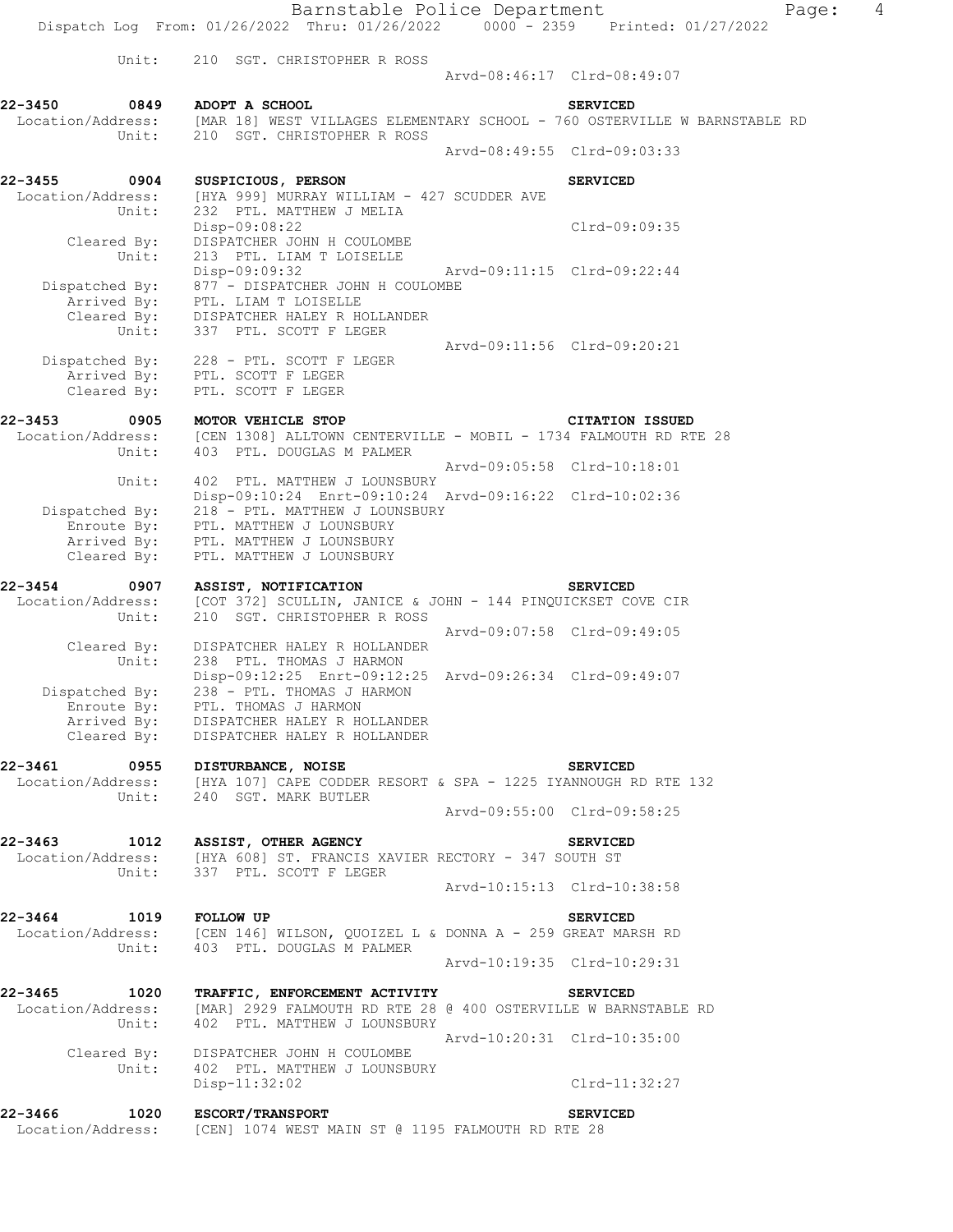Unit: 210 SGT. CHRISTOPHER R ROSS
Arvd-08:46:17 Clrd-08:49:07

**22-3450 0849 ADOPT A SCHOOL SERVICED**
Location/Address: [MAR 18] WEST VILLAGES ELEMENTARY SCHOOL - 760 OSTERVILLE W BARNSTABLE RD
Unit: 210 SGT. CHRISTOPHER R ROSS
Arvd-08:49:55 Clrd-09:03:33

**22-3455 0904 SUSPICIOUS, PERSON SERVICED**
Location/Address: [HYA 999] MURRAY WILLIAM - 427 SCUDDER AVE
Unit: 232 PTL. MATTHEW J MELIA
Disp-09:08:22 Clrd-09:09:35
Cleared By: DISPATCHER JOHN H COULOMBE
Unit: 213 PTL. LIAM T LOISELLE
Disp-09:09:32 Arvd-09:11:15 Clrd-09:22:44
Dispatched By: 877 - DISPATCHER JOHN H COULOMBE
Arrived By: PTL. LIAM T LOISELLE
Cleared By: DISPATCHER HALEY R HOLLANDER
Unit: 337 PTL. SCOTT F LEGER
Arvd-09:11:56 Clrd-09:20:21
Dispatched By: 228 - PTL. SCOTT F LEGER
Arrived By: PTL. SCOTT F LEGER
Cleared By: PTL. SCOTT F LEGER

**22-3453 0905 MOTOR VEHICLE STOP CITATION ISSUED**
Location/Address: [CEN 1308] ALLTOWN CENTERVILLE - MOBIL - 1734 FALMOUTH RD RTE 28
Unit: 403 PTL. DOUGLAS M PALMER
Arvd-09:05:58 Clrd-10:18:01
Unit: 402 PTL. MATTHEW J LOUNSBURY
Disp-09:10:24 Enrt-09:10:24 Arvd-09:16:22 Clrd-10:02:36
Dispatched By: 218 - PTL. MATTHEW J LOUNSBURY
Enroute By: PTL. MATTHEW J LOUNSBURY
Arrived By: PTL. MATTHEW J LOUNSBURY
Cleared By: PTL. MATTHEW J LOUNSBURY

**22-3454 0907 ASSIST, NOTIFICATION SERVICED**
Location/Address: [COT 372] SCULLIN, JANICE & JOHN - 144 PINQUICKSET COVE CIR
Unit: 210 SGT. CHRISTOPHER R ROSS
Arvd-09:07:58 Clrd-09:49:05
Cleared By: DISPATCHER HALEY R HOLLANDER
Unit: 238 PTL. THOMAS J HARMON
Disp-09:12:25 Enrt-09:12:25 Arvd-09:26:34 Clrd-09:49:07
Dispatched By: 238 - PTL. THOMAS J HARMON
Enroute By: PTL. THOMAS J HARMON
Arrived By: DISPATCHER HALEY R HOLLANDER
Cleared By: DISPATCHER HALEY R HOLLANDER

**22-3461 0955 DISTURBANCE, NOISE SERVICED**
Location/Address: [HYA 107] CAPE CODDER RESORT & SPA - 1225 IYANNOUGH RD RTE 132
Unit: 240 SGT. MARK BUTLER
Arvd-09:55:00 Clrd-09:58:25

**22-3463 1012 ASSIST, OTHER AGENCY SERVICED**
Location/Address: [HYA 608] ST. FRANCIS XAVIER RECTORY - 347 SOUTH ST
Unit: 337 PTL. SCOTT F LEGER
Arvd-10:15:13 Clrd-10:38:58

**22-3464 1019 FOLLOW UP SERVICED**
Location/Address: [CEN 146] WILSON, QUOIZEL L & DONNA A - 259 GREAT MARSH RD
Unit: 403 PTL. DOUGLAS M PALMER
Arvd-10:19:35 Clrd-10:29:31

**22-3465 1020 TRAFFIC, ENFORCEMENT ACTIVITY SERVICED**
Location/Address: [MAR] 2929 FALMOUTH RD RTE 28 @ 400 OSTERVILLE W BARNSTABLE RD
Unit: 402 PTL. MATTHEW J LOUNSBURY
Arvd-10:20:31 Clrd-10:35:00
Cleared By: DISPATCHER JOHN H COULOMBE
Unit: 402 PTL. MATTHEW J LOUNSBURY
Disp-11:32:02 Clrd-11:32:27

**22-3466 1020 ESCORT/TRANSPORT SERVICED**
Location/Address: [CEN] 1074 WEST MAIN ST @ 1195 FALMOUTH RD RTE 28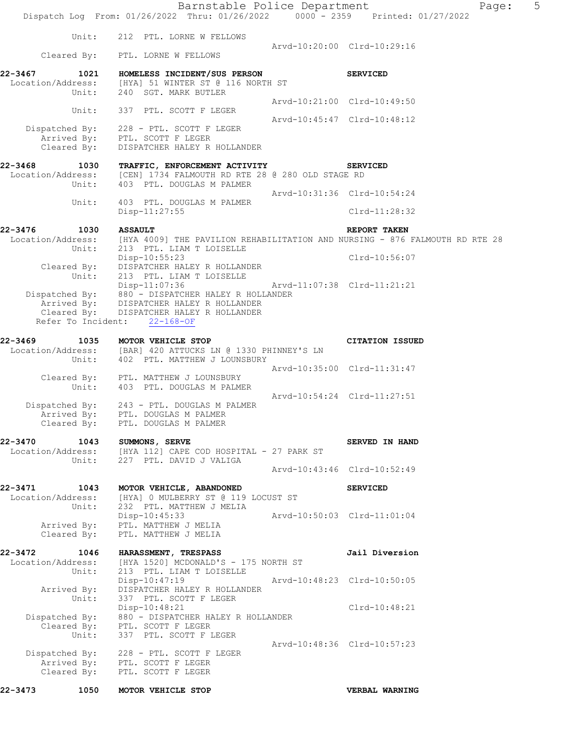```
        Unit:     212  PTL. LORNE W FELLOWS
                                              Arvd-10:20:00  Clrd-10:29:16
  Cleared By:     PTL. LORNE W FELLOWS

22-3467       1021    HOMELESS INCIDENT/SUS PERSON                   SERVICED
 Location/Address:    [HYA] 51 WINTER ST @ 116 NORTH ST
        Unit:         240  SGT. MARK BUTLER
                                              Arvd-10:21:00  Clrd-10:49:50
        Unit:         337  PTL. SCOTT F LEGER
                                              Arvd-10:45:47  Clrd-10:48:12
   Dispatched By:     228 - PTL. SCOTT F LEGER
      Arrived By:     PTL. SCOTT F LEGER
      Cleared By:     DISPATCHER HALEY R HOLLANDER

22-3468       1030    TRAFFIC, ENFORCEMENT ACTIVITY                  SERVICED
 Location/Address:    [CEN] 1734 FALMOUTH RD RTE 28 @ 280 OLD STAGE RD
        Unit:         403  PTL. DOUGLAS M PALMER
                                              Arvd-10:31:36  Clrd-10:54:24
        Unit:         403  PTL. DOUGLAS M PALMER
                      Disp-11:27:55                          Clrd-11:28:32

22-3476       1030    ASSAULT                                        REPORT TAKEN
 Location/Address:    [HYA 4009] THE PAVILION REHABILITATION AND NURSING - 876 FALMOUTH RD RTE 28
        Unit:         213  PTL. LIAM T LOISELLE
                      Disp-10:55:23                          Clrd-10:56:07
      Cleared By:     DISPATCHER HALEY R HOLLANDER
        Unit:         213  PTL. LIAM T LOISELLE
                      Disp-11:07:36           Arvd-11:07:38  Clrd-11:21:21
   Dispatched By:     880 - DISPATCHER HALEY R HOLLANDER
      Arrived By:     DISPATCHER HALEY R HOLLANDER
      Cleared By:     DISPATCHER HALEY R HOLLANDER
  Refer To Incident:  22-168-OF

22-3469       1035    MOTOR VEHICLE STOP                             CITATION ISSUED
 Location/Address:    [BAR] 420 ATTUCKS LN @ 1330 PHINNEY'S LN
        Unit:         402  PTL. MATTHEW J LOUNSBURY
                                              Arvd-10:35:00  Clrd-11:31:47
      Cleared By:     PTL. MATTHEW J LOUNSBURY
        Unit:         403  PTL. DOUGLAS M PALMER
                                              Arvd-10:54:24  Clrd-11:27:51
   Dispatched By:     243 - PTL. DOUGLAS M PALMER
      Arrived By:     PTL. DOUGLAS M PALMER
      Cleared By:     PTL. DOUGLAS M PALMER

22-3470       1043    SUMMONS, SERVE                                 SERVED IN HAND
 Location/Address:    [HYA 112] CAPE COD HOSPITAL - 27 PARK ST
        Unit:         227  PTL. DAVID J VALIGA
                                              Arvd-10:43:46  Clrd-10:52:49

22-3471       1043    MOTOR VEHICLE, ABANDONED                       SERVICED
 Location/Address:    [HYA] 0 MULBERRY ST @ 119 LOCUST ST
        Unit:         232  PTL. MATTHEW J MELIA
                      Disp-10:45:33           Arvd-10:50:03  Clrd-11:01:04
      Arrived By:     PTL. MATTHEW J MELIA
      Cleared By:     PTL. MATTHEW J MELIA

22-3472       1046    HARASSMENT, TRESPASS                           Jail Diversion
 Location/Address:    [HYA 1520] MCDONALD'S - 175 NORTH ST
        Unit:         213  PTL. LIAM T LOISELLE
                      Disp-10:47:19           Arvd-10:48:23  Clrd-10:50:05
      Arrived By:     DISPATCHER HALEY R HOLLANDER
        Unit:         337  PTL. SCOTT F LEGER
                      Disp-10:48:21                          Clrd-10:48:21
   Dispatched By:     880 - DISPATCHER HALEY R HOLLANDER
      Cleared By:     PTL. SCOTT F LEGER
        Unit:         337  PTL. SCOTT F LEGER
                                              Arvd-10:48:36  Clrd-10:57:23
   Dispatched By:     228 - PTL. SCOTT F LEGER
      Arrived By:     PTL. SCOTT F LEGER
      Cleared By:     PTL. SCOTT F LEGER

22-3473       1050    MOTOR VEHICLE STOP                             VERBAL WARNING
```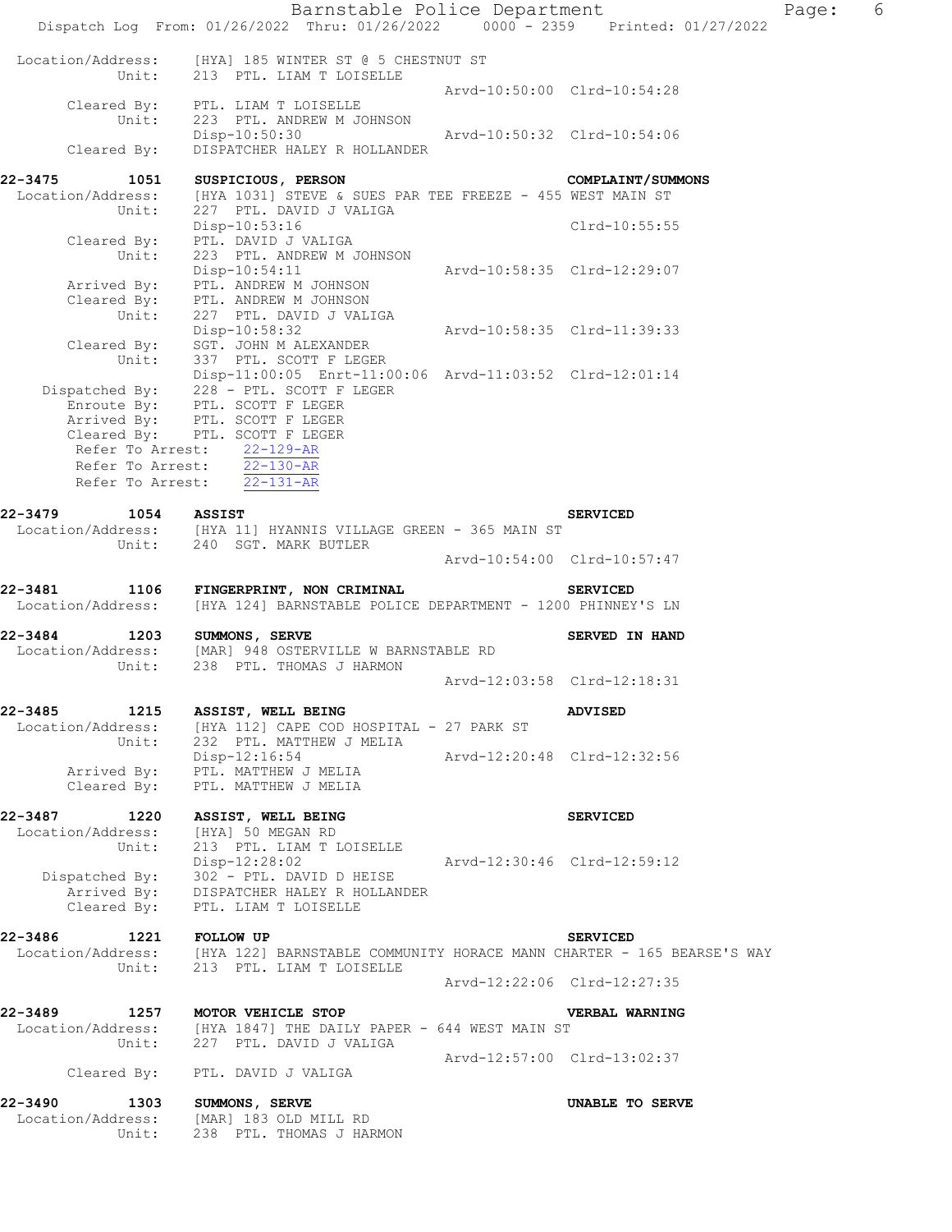Location/Address: [HYA] 185 WINTER ST @ 5 CHESTNUT ST
Unit: 213 PTL. LIAM T LOISELLE
Arvd-10:50:00 Clrd-10:54:28
Cleared By: PTL. LIAM T LOISELLE
Unit: 223 PTL. ANDREW M JOHNSON
Disp-10:50:30 Arvd-10:50:32 Clrd-10:54:06
Cleared By: DISPATCHER HALEY R HOLLANDER

**22-3475 1051 SUSPICIOUS, PERSON COMPLAINT/SUMMONS**
Location/Address: [HYA 1031] STEVE & SUES PAR TEE FREEZE - 455 WEST MAIN ST
Unit: 227 PTL. DAVID J VALIGA
Disp-10:53:16 Clrd-10:55:55
Cleared By: PTL. DAVID J VALIGA
Unit: 223 PTL. ANDREW M JOHNSON
Disp-10:54:11 Arvd-10:58:35 Clrd-12:29:07
Arrived By: PTL. ANDREW M JOHNSON
Cleared By: PTL. ANDREW M JOHNSON
Unit: 227 PTL. DAVID J VALIGA
Disp-10:58:32 Arvd-10:58:35 Clrd-11:39:33
Cleared By: SGT. JOHN M ALEXANDER
Unit: 337 PTL. SCOTT F LEGER
Disp-11:00:05 Enrt-11:00:06 Arvd-11:03:52 Clrd-12:01:14
Dispatched By: 228 - PTL. SCOTT F LEGER
Enroute By: PTL. SCOTT F LEGER
Arrived By: PTL. SCOTT F LEGER
Cleared By: PTL. SCOTT F LEGER
Refer To Arrest: 22-129-AR
Refer To Arrest: 22-130-AR
Refer To Arrest: 22-131-AR

**22-3479 1054 ASSIST SERVICED**
Location/Address: [HYA 11] HYANNIS VILLAGE GREEN - 365 MAIN ST
Unit: 240 SGT. MARK BUTLER
Arvd-10:54:00 Clrd-10:57:47

**22-3481 1106 FINGERPRINT, NON CRIMINAL SERVICED**
Location/Address: [HYA 124] BARNSTABLE POLICE DEPARTMENT - 1200 PHINNEY'S LN

**22-3484 1203 SUMMONS, SERVE SERVED IN HAND**
Location/Address: [MAR] 948 OSTERVILLE W BARNSTABLE RD
Unit: 238 PTL. THOMAS J HARMON
Arvd-12:03:58 Clrd-12:18:31

**22-3485 1215 ASSIST, WELL BEING ADVISED**
Location/Address: [HYA 112] CAPE COD HOSPITAL - 27 PARK ST
Unit: 232 PTL. MATTHEW J MELIA
Disp-12:16:54 Arvd-12:20:48 Clrd-12:32:56
Arrived By: PTL. MATTHEW J MELIA
Cleared By: PTL. MATTHEW J MELIA

**22-3487 1220 ASSIST, WELL BEING SERVICED**
Location/Address: [HYA] 50 MEGAN RD
Unit: 213 PTL. LIAM T LOISELLE
Disp-12:28:02 Arvd-12:30:46 Clrd-12:59:12
Dispatched By: 302 - PTL. DAVID D HEISE
Arrived By: DISPATCHER HALEY R HOLLANDER
Cleared By: PTL. LIAM T LOISELLE

**22-3486 1221 FOLLOW UP SERVICED**
Location/Address: [HYA 122] BARNSTABLE COMMUNITY HORACE MANN CHARTER - 165 BEARSE'S WAY
Unit: 213 PTL. LIAM T LOISELLE
Arvd-12:22:06 Clrd-12:27:35

**22-3489 1257 MOTOR VEHICLE STOP VERBAL WARNING**
Location/Address: [HYA 1847] THE DAILY PAPER - 644 WEST MAIN ST
Unit: 227 PTL. DAVID J VALIGA
Arvd-12:57:00 Clrd-13:02:37
Cleared By: PTL. DAVID J VALIGA

**22-3490 1303 SUMMONS, SERVE UNABLE TO SERVE**
Location/Address: [MAR] 183 OLD MILL RD
Unit: 238 PTL. THOMAS J HARMON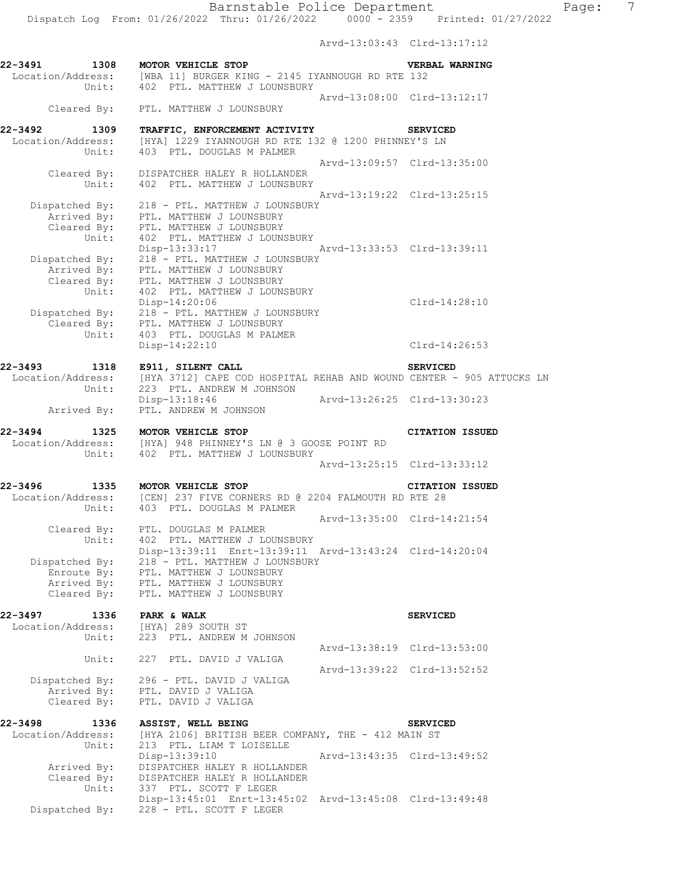Arvd-13:03:43 Clrd-13:17:12

**22-3491 1308 MOTOR VEHICLE STOP** **VERBAL WARNING**
Location/Address: [WBA 11] BURGER KING - 2145 IYANNOUGH RD RTE 132
Unit: 402 PTL. MATTHEW J LOUNSBURY
Arvd-13:08:00 Clrd-13:12:17
Cleared By: PTL. MATTHEW J LOUNSBURY

**22-3492 1309 TRAFFIC, ENFORCEMENT ACTIVITY** **SERVICED**
Location/Address: [HYA] 1229 IYANNOUGH RD RTE 132 @ 1200 PHINNEY'S LN
Unit: 403 PTL. DOUGLAS M PALMER
Arvd-13:09:57 Clrd-13:35:00
Cleared By: DISPATCHER HALEY R HOLLANDER
Unit: 402 PTL. MATTHEW J LOUNSBURY
Arvd-13:19:22 Clrd-13:25:15
Dispatched By: 218 - PTL. MATTHEW J LOUNSBURY
Arrived By: PTL. MATTHEW J LOUNSBURY
Cleared By: PTL. MATTHEW J LOUNSBURY
Unit: 402 PTL. MATTHEW J LOUNSBURY
Disp-13:33:17 Arvd-13:33:53 Clrd-13:39:11
Dispatched By: 218 - PTL. MATTHEW J LOUNSBURY
Arrived By: PTL. MATTHEW J LOUNSBURY
Cleared By: PTL. MATTHEW J LOUNSBURY
Unit: 402 PTL. MATTHEW J LOUNSBURY
Disp-14:20:06 Clrd-14:28:10
Dispatched By: 218 - PTL. MATTHEW J LOUNSBURY
Cleared By: PTL. MATTHEW J LOUNSBURY
Unit: 403 PTL. DOUGLAS M PALMER
Disp-14:22:10 Clrd-14:26:53

**22-3493 1318 E911, SILENT CALL** **SERVICED**
Location/Address: [HYA 3712] CAPE COD HOSPITAL REHAB AND WOUND CENTER - 905 ATTUCKS LN
Unit: 223 PTL. ANDREW M JOHNSON
Disp-13:18:46 Arvd-13:26:25 Clrd-13:30:23
Arrived By: PTL. ANDREW M JOHNSON

**22-3494 1325 MOTOR VEHICLE STOP** **CITATION ISSUED**
Location/Address: [HYA] 948 PHINNEY'S LN @ 3 GOOSE POINT RD
Unit: 402 PTL. MATTHEW J LOUNSBURY
Arvd-13:25:15 Clrd-13:33:12

**22-3496 1335 MOTOR VEHICLE STOP** **CITATION ISSUED**
Location/Address: [CEN] 237 FIVE CORNERS RD @ 2204 FALMOUTH RD RTE 28
Unit: 403 PTL. DOUGLAS M PALMER
Arvd-13:35:00 Clrd-14:21:54
Cleared By: PTL. DOUGLAS M PALMER
Unit: 402 PTL. MATTHEW J LOUNSBURY
Disp-13:39:11 Enrt-13:39:11 Arvd-13:43:24 Clrd-14:20:04
Dispatched By: 218 - PTL. MATTHEW J LOUNSBURY
Enroute By: PTL. MATTHEW J LOUNSBURY
Arrived By: PTL. MATTHEW J LOUNSBURY
Cleared By: PTL. MATTHEW J LOUNSBURY

**22-3497 1336 PARK & WALK** **SERVICED**
Location/Address: [HYA] 289 SOUTH ST
Unit: 223 PTL. ANDREW M JOHNSON
Arvd-13:38:19 Clrd-13:53:00
Unit: 227 PTL. DAVID J VALIGA
Arvd-13:39:22 Clrd-13:52:52
Dispatched By: 296 - PTL. DAVID J VALIGA
Arrived By: PTL. DAVID J VALIGA
Cleared By: PTL. DAVID J VALIGA

**22-3498 1336 ASSIST, WELL BEING** **SERVICED**
Location/Address: [HYA 2106] BRITISH BEER COMPANY, THE - 412 MAIN ST
Unit: 213 PTL. LIAM T LOISELLE
Disp-13:39:10 Arvd-13:43:35 Clrd-13:49:52
Arrived By: DISPATCHER HALEY R HOLLANDER
Cleared By: DISPATCHER HALEY R HOLLANDER
Unit: 337 PTL. SCOTT F LEGER
Disp-13:45:01 Enrt-13:45:02 Arvd-13:45:08 Clrd-13:49:48
Dispatched By: 228 - PTL. SCOTT F LEGER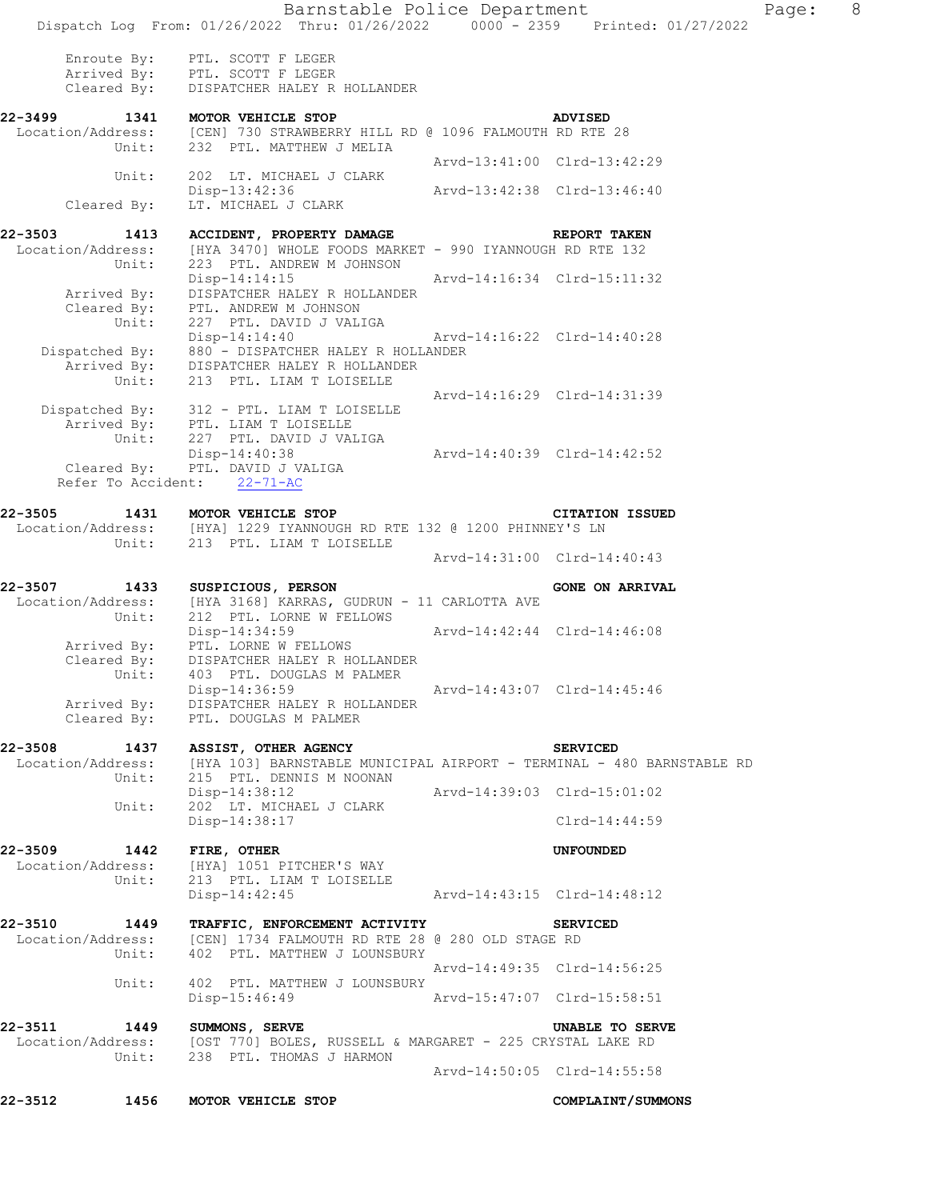Enroute By: PTL. SCOTT F LEGER
Arrived By: PTL. SCOTT F LEGER
Cleared By: DISPATCHER HALEY R HOLLANDER

**22-3499 1341 MOTOR VEHICLE STOP** **ADVISED**
Location/Address: [CEN] 730 STRAWBERRY HILL RD @ 1096 FALMOUTH RD RTE 28
Unit: 232 PTL. MATTHEW J MELIA
Arvd-13:41:00 Clrd-13:42:29
Unit: 202 LT. MICHAEL J CLARK
Disp-13:42:36 Arvd-13:42:38 Clrd-13:46:40
Cleared By: LT. MICHAEL J CLARK

**22-3503 1413 ACCIDENT, PROPERTY DAMAGE** **REPORT TAKEN**
Location/Address: [HYA 3470] WHOLE FOODS MARKET - 990 IYANNOUGH RD RTE 132
Unit: 223 PTL. ANDREW M JOHNSON
Disp-14:14:15 Arvd-14:16:34 Clrd-15:11:32
Arrived By: DISPATCHER HALEY R HOLLANDER
Cleared By: PTL. ANDREW M JOHNSON
Unit: 227 PTL. DAVID J VALIGA
Disp-14:14:40 Arvd-14:16:22 Clrd-14:40:28
Dispatched By: 880 - DISPATCHER HALEY R HOLLANDER
Arrived By: DISPATCHER HALEY R HOLLANDER
Unit: 213 PTL. LIAM T LOISELLE
Arvd-14:16:29 Clrd-14:31:39
Dispatched By: 312 - PTL. LIAM T LOISELLE
Arrived By: PTL. LIAM T LOISELLE
Unit: 227 PTL. DAVID J VALIGA
Disp-14:40:38 Arvd-14:40:39 Clrd-14:42:52
Cleared By: PTL. DAVID J VALIGA
Refer To Accident: 22-71-AC

**22-3505 1431 MOTOR VEHICLE STOP** **CITATION ISSUED**
Location/Address: [HYA] 1229 IYANNOUGH RD RTE 132 @ 1200 PHINNEY'S LN
Unit: 213 PTL. LIAM T LOISELLE
Arvd-14:31:00 Clrd-14:40:43

**22-3507 1433 SUSPICIOUS, PERSON** **GONE ON ARRIVAL**
Location/Address: [HYA 3168] KARRAS, GUDRUN - 11 CARLOTTA AVE
Unit: 212 PTL. LORNE W FELLOWS
Disp-14:34:59 Arvd-14:42:44 Clrd-14:46:08
Arrived By: PTL. LORNE W FELLOWS
Cleared By: DISPATCHER HALEY R HOLLANDER
Unit: 403 PTL. DOUGLAS M PALMER
Disp-14:36:59 Arvd-14:43:07 Clrd-14:45:46
Arrived By: DISPATCHER HALEY R HOLLANDER
Cleared By: PTL. DOUGLAS M PALMER

**22-3508 1437 ASSIST, OTHER AGENCY** **SERVICED**
Location/Address: [HYA 103] BARNSTABLE MUNICIPAL AIRPORT - TERMINAL - 480 BARNSTABLE RD
Unit: 215 PTL. DENNIS M NOONAN
Disp-14:38:12 Arvd-14:39:03 Clrd-15:01:02
Unit: 202 LT. MICHAEL J CLARK
Disp-14:38:17 Clrd-14:44:59

**22-3509 1442 FIRE, OTHER** **UNFOUNDED**
Location/Address: [HYA] 1051 PITCHER'S WAY
Unit: 213 PTL. LIAM T LOISELLE
Disp-14:42:45 Arvd-14:43:15 Clrd-14:48:12

**22-3510 1449 TRAFFIC, ENFORCEMENT ACTIVITY** **SERVICED**
Location/Address: [CEN] 1734 FALMOUTH RD RTE 28 @ 280 OLD STAGE RD
Unit: 402 PTL. MATTHEW J LOUNSBURY
Arvd-14:49:35 Clrd-14:56:25
Unit: 402 PTL. MATTHEW J LOUNSBURY
Disp-15:46:49 Arvd-15:47:07 Clrd-15:58:51

**22-3511 1449 SUMMONS, SERVE** **UNABLE TO SERVE**
Location/Address: [OST 770] BOLES, RUSSELL & MARGARET - 225 CRYSTAL LAKE RD
Unit: 238 PTL. THOMAS J HARMON
Arvd-14:50:05 Clrd-14:55:58

**22-3512 1456 MOTOR VEHICLE STOP** **COMPLAINT/SUMMONS**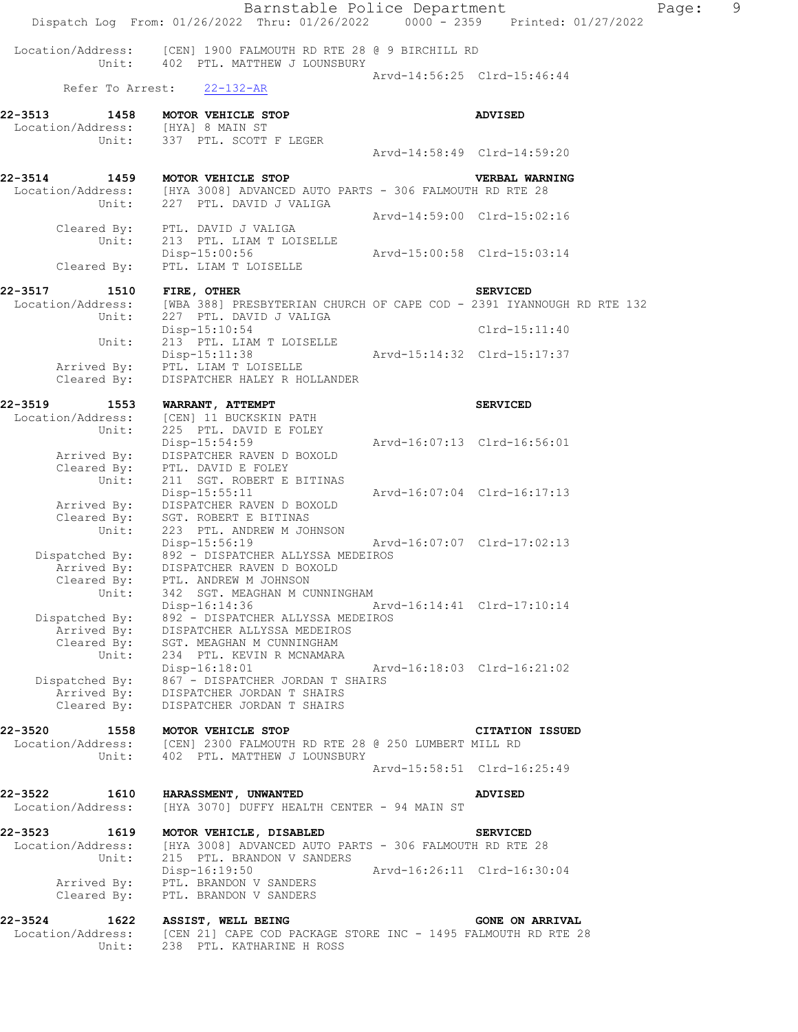Location/Address: [CEN] 1900 FALMOUTH RD RTE 28 @ 9 BIRCHILL RD
Unit: 402 PTL. MATTHEW J LOUNSBURY
Arvd-14:56:25 Clrd-15:46:44
Refer To Arrest: 22-132-AR

**22-3513 1458 MOTOR VEHICLE STOP ADVISED**
Location/Address: [HYA] 8 MAIN ST
Unit: 337 PTL. SCOTT F LEGER
Arvd-14:58:49 Clrd-14:59:20

**22-3514 1459 MOTOR VEHICLE STOP VERBAL WARNING**
Location/Address: [HYA 3008] ADVANCED AUTO PARTS - 306 FALMOUTH RD RTE 28
Unit: 227 PTL. DAVID J VALIGA
Arvd-14:59:00 Clrd-15:02:16
Cleared By: PTL. DAVID J VALIGA
Unit: 213 PTL. LIAM T LOISELLE
Disp-15:00:56 Arvd-15:00:58 Clrd-15:03:14
Cleared By: PTL. LIAM T LOISELLE

**22-3517 1510 FIRE, OTHER SERVICED**
Location/Address: [WBA 388] PRESBYTERIAN CHURCH OF CAPE COD - 2391 IYANNOUGH RD RTE 132
Unit: 227 PTL. DAVID J VALIGA
Disp-15:10:54 Clrd-15:11:40
Unit: 213 PTL. LIAM T LOISELLE
Disp-15:11:38 Arvd-15:14:32 Clrd-15:17:37
Arrived By: PTL. LIAM T LOISELLE
Cleared By: DISPATCHER HALEY R HOLLANDER

**22-3519 1553 WARRANT, ATTEMPT SERVICED**
Location/Address: [CEN] 11 BUCKSKIN PATH
Unit: 225 PTL. DAVID E FOLEY
Disp-15:54:59 Arvd-16:07:13 Clrd-16:56:01
Arrived By: DISPATCHER RAVEN D BOXOLD
Cleared By: PTL. DAVID E FOLEY
Unit: 211 SGT. ROBERT E BITINAS
Disp-15:55:11 Arvd-16:07:04 Clrd-16:17:13
Arrived By: DISPATCHER RAVEN D BOXOLD
Cleared By: SGT. ROBERT E BITINAS
Unit: 223 PTL. ANDREW M JOHNSON
Disp-15:56:19 Arvd-16:07:07 Clrd-17:02:13
Dispatched By: 892 - DISPATCHER ALLYSSA MEDEIROS
Arrived By: DISPATCHER RAVEN D BOXOLD
Cleared By: PTL. ANDREW M JOHNSON
Unit: 342 SGT. MEAGHAN M CUNNINGHAM
Disp-16:14:36 Arvd-16:14:41 Clrd-17:10:14
Dispatched By: 892 - DISPATCHER ALLYSSA MEDEIROS
Arrived By: DISPATCHER ALLYSSA MEDEIROS
Cleared By: SGT. MEAGHAN M CUNNINGHAM
Unit: 234 PTL. KEVIN R MCNAMARA
Disp-16:18:01 Arvd-16:18:03 Clrd-16:21:02
Dispatched By: 867 - DISPATCHER JORDAN T SHAIRS
Arrived By: DISPATCHER JORDAN T SHAIRS
Cleared By: DISPATCHER JORDAN T SHAIRS

**22-3520 1558 MOTOR VEHICLE STOP CITATION ISSUED**
Location/Address: [CEN] 2300 FALMOUTH RD RTE 28 @ 250 LUMBERT MILL RD
Unit: 402 PTL. MATTHEW J LOUNSBURY
Arvd-15:58:51 Clrd-16:25:49

**22-3522 1610 HARASSMENT, UNWANTED ADVISED**
Location/Address: [HYA 3070] DUFFY HEALTH CENTER - 94 MAIN ST

**22-3523 1619 MOTOR VEHICLE, DISABLED SERVICED**
Location/Address: [HYA 3008] ADVANCED AUTO PARTS - 306 FALMOUTH RD RTE 28
Unit: 215 PTL. BRANDON V SANDERS
Disp-16:19:50 Arvd-16:26:11 Clrd-16:30:04
Arrived By: PTL. BRANDON V SANDERS
Cleared By: PTL. BRANDON V SANDERS

**22-3524 1622 ASSIST, WELL BEING GONE ON ARRIVAL**
Location/Address: [CEN 21] CAPE COD PACKAGE STORE INC - 1495 FALMOUTH RD RTE 28
Unit: 238 PTL. KATHARINE H ROSS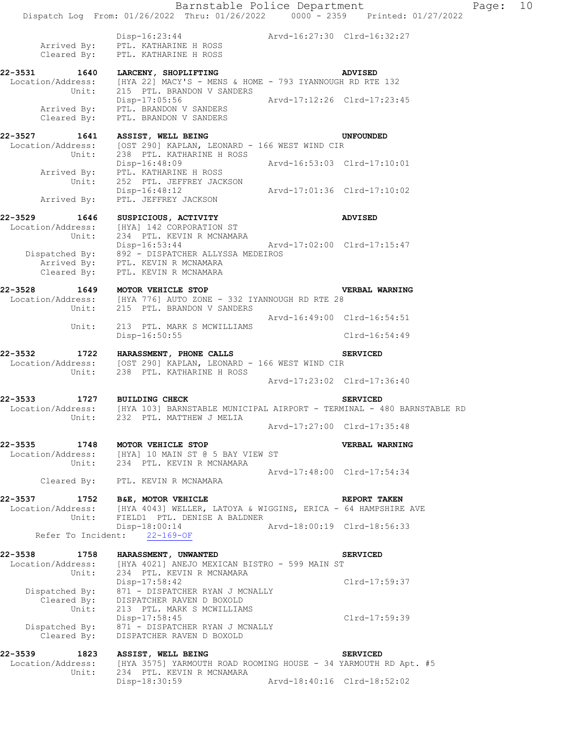```
                Disp-16:23:44                 Arvd-16:27:30  Clrd-16:32:27
     Arrived By:   PTL. KATHARINE H ROSS
     Cleared By:   PTL. KATHARINE H ROSS

22-3531       1640   LARCENY, SHOPLIFTING                          ADVISED
  Location/Address:  [HYA 22] MACY'S - MENS & HOME - 793 IYANNOUGH RD RTE 132
            Unit:    215  PTL. BRANDON V SANDERS
                     Disp-17:05:56            Arvd-17:12:26  Clrd-17:23:45
     Arrived By:   PTL. BRANDON V SANDERS
     Cleared By:   PTL. BRANDON V SANDERS

22-3527       1641   ASSIST, WELL BEING                            UNFOUNDED
  Location/Address:  [OST 290] KAPLAN, LEONARD - 166 WEST WIND CIR
            Unit:    238  PTL. KATHARINE H ROSS
                     Disp-16:48:09            Arvd-16:53:03  Clrd-17:10:01
     Arrived By:   PTL. KATHARINE H ROSS
            Unit:    252  PTL. JEFFREY JACKSON
                     Disp-16:48:12            Arvd-17:01:36  Clrd-17:10:02
     Arrived By:   PTL. JEFFREY JACKSON

22-3529       1646   SUSPICIOUS, ACTIVITY                          ADVISED
  Location/Address:  [HYA] 142 CORPORATION ST
            Unit:    234  PTL. KEVIN R MCNAMARA
                     Disp-16:53:44            Arvd-17:02:00  Clrd-17:15:47
   Dispatched By:   892 - DISPATCHER ALLYSSA MEDEIROS
     Arrived By:   PTL. KEVIN R MCNAMARA
     Cleared By:   PTL. KEVIN R MCNAMARA

22-3528       1649   MOTOR VEHICLE STOP                            VERBAL WARNING
  Location/Address:  [HYA 776] AUTO ZONE - 332 IYANNOUGH RD RTE 28
            Unit:    215  PTL. BRANDON V SANDERS
                                              Arvd-16:49:00  Clrd-16:54:51
            Unit:    213  PTL. MARK S MCWILLIAMS
                     Disp-16:50:55                           Clrd-16:54:49

22-3532       1722   HARASSMENT, PHONE CALLS                       SERVICED
  Location/Address:  [OST 290] KAPLAN, LEONARD - 166 WEST WIND CIR
            Unit:    238  PTL. KATHARINE H ROSS
                                              Arvd-17:23:02  Clrd-17:36:40

22-3533       1727   BUILDING CHECK                                SERVICED
  Location/Address:  [HYA 103] BARNSTABLE MUNICIPAL AIRPORT - TERMINAL - 480 BARNSTABLE RD
            Unit:    232  PTL. MATTHEW J MELIA
                                              Arvd-17:27:00  Clrd-17:35:48

22-3535       1748   MOTOR VEHICLE STOP                            VERBAL WARNING
  Location/Address:  [HYA] 10 MAIN ST @ 5 BAY VIEW ST
            Unit:    234  PTL. KEVIN R MCNAMARA
                                              Arvd-17:48:00  Clrd-17:54:34
     Cleared By:   PTL. KEVIN R MCNAMARA

22-3537       1752   B&E, MOTOR VEHICLE                            REPORT TAKEN
  Location/Address:  [HYA 4043] WELLER, LATOYA & WIGGINS, ERICA - 64 HAMPSHIRE AVE
            Unit:    FIELD1  PTL. DENISE A BALDNER
                     Disp-18:00:14            Arvd-18:00:19  Clrd-18:56:33
   Refer To Incident:   22-169-OF

22-3538       1758   HARASSMENT, UNWANTED                          SERVICED
  Location/Address:  [HYA 4021] ANEJO MEXICAN BISTRO - 599 MAIN ST
            Unit:    234  PTL. KEVIN R MCNAMARA
                     Disp-17:58:42                           Clrd-17:59:37
   Dispatched By:   871 - DISPATCHER RYAN J MCNALLY
     Cleared By:   DISPATCHER RAVEN D BOXOLD
            Unit:    213  PTL. MARK S MCWILLIAMS
                     Disp-17:58:45                           Clrd-17:59:39
   Dispatched By:   871 - DISPATCHER RYAN J MCNALLY
     Cleared By:   DISPATCHER RAVEN D BOXOLD

22-3539       1823   ASSIST, WELL BEING                            SERVICED
  Location/Address:  [HYA 3575] YARMOUTH ROAD ROOMING HOUSE - 34 YARMOUTH RD Apt. #5
            Unit:    234  PTL. KEVIN R MCNAMARA
                     Disp-18:30:59            Arvd-18:40:16  Clrd-18:52:02
```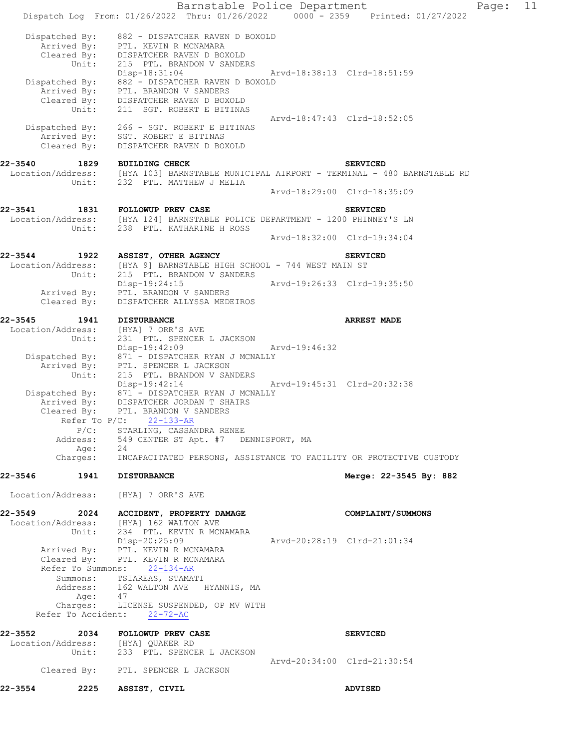```
    Dispatched By:    882 - DISPATCHER RAVEN D BOXOLD
       Arrived By:    PTL. KEVIN R MCNAMARA
       Cleared By:    DISPATCHER RAVEN D BOXOLD
             Unit:    215  PTL. BRANDON V SANDERS
                      Disp-18:31:04                Arvd-18:38:13  Clrd-18:51:59
    Dispatched By:    882 - DISPATCHER RAVEN D BOXOLD
       Arrived By:    PTL. BRANDON V SANDERS
       Cleared By:    DISPATCHER RAVEN D BOXOLD
             Unit:    211  SGT. ROBERT E BITINAS
                                                   Arvd-18:47:43  Clrd-18:52:05
    Dispatched By:    266 - SGT. ROBERT E BITINAS
       Arrived By:    SGT. ROBERT E BITINAS
       Cleared By:    DISPATCHER RAVEN D BOXOLD

22-3540        1829   BUILDING CHECK                              SERVICED
  Location/Address:   [HYA 103] BARNSTABLE MUNICIPAL AIRPORT - TERMINAL - 480 BARNSTABLE RD
             Unit:    232  PTL. MATTHEW J MELIA
                                                   Arvd-18:29:00  Clrd-18:35:09

22-3541        1831   FOLLOWUP PREV CASE                          SERVICED
  Location/Address:   [HYA 124] BARNSTABLE POLICE DEPARTMENT - 1200 PHINNEY'S LN
             Unit:    238  PTL. KATHARINE H ROSS
                                                   Arvd-18:32:00  Clrd-19:34:04

22-3544        1922   ASSIST, OTHER AGENCY                        SERVICED
  Location/Address:   [HYA 9] BARNSTABLE HIGH SCHOOL - 744 WEST MAIN ST
             Unit:    215  PTL. BRANDON V SANDERS
                      Disp-19:24:15                Arvd-19:26:33  Clrd-19:35:50
       Arrived By:    PTL. BRANDON V SANDERS
       Cleared By:    DISPATCHER ALLYSSA MEDEIROS

22-3545        1941   DISTURBANCE                                 ARREST MADE
  Location/Address:   [HYA] 7 ORR'S AVE
             Unit:    231  PTL. SPENCER L JACKSON
                      Disp-19:42:09                Arvd-19:46:32
    Dispatched By:    871 - DISPATCHER RYAN J MCNALLY
       Arrived By:    PTL. SPENCER L JACKSON
             Unit:    215  PTL. BRANDON V SANDERS
                      Disp-19:42:14                Arvd-19:45:31  Clrd-20:32:38
    Dispatched By:    871 - DISPATCHER RYAN J MCNALLY
       Arrived By:    DISPATCHER JORDAN T SHAIRS
       Cleared By:    PTL. BRANDON V SANDERS
         Refer To P/C:    22-133-AR
              P/C:    STARLING, CASSANDRA RENEE
          Address:    549 CENTER ST Apt. #7   DENNISPORT, MA
              Age:    24
          Charges:    INCAPACITATED PERSONS, ASSISTANCE TO FACILITY OR PROTECTIVE CUSTODY

22-3546        1941   DISTURBANCE                                 Merge: 22-3545 By: 882

  Location/Address:   [HYA] 7 ORR'S AVE

22-3549        2024   ACCIDENT, PROPERTY DAMAGE                   COMPLAINT/SUMMONS
  Location/Address:   [HYA] 162 WALTON AVE
             Unit:    234  PTL. KEVIN R MCNAMARA
                      Disp-20:25:09                Arvd-20:28:19  Clrd-21:01:34
       Arrived By:    PTL. KEVIN R MCNAMARA
       Cleared By:    PTL. KEVIN R MCNAMARA
     Refer To Summons:    22-134-AR
          Summons:    TSIAREAS, STAMATI
          Address:    162 WALTON AVE   HYANNIS, MA
              Age:    47
          Charges:    LICENSE SUSPENDED, OP MV WITH
    Refer To Accident:    22-72-AC

22-3552        2034   FOLLOWUP PREV CASE                          SERVICED
  Location/Address:   [HYA] QUAKER RD
             Unit:    233  PTL. SPENCER L JACKSON
                                                   Arvd-20:34:00  Clrd-21:30:54
       Cleared By:    PTL. SPENCER L JACKSON

22-3554        2225   ASSIST, CIVIL                               ADVISED
```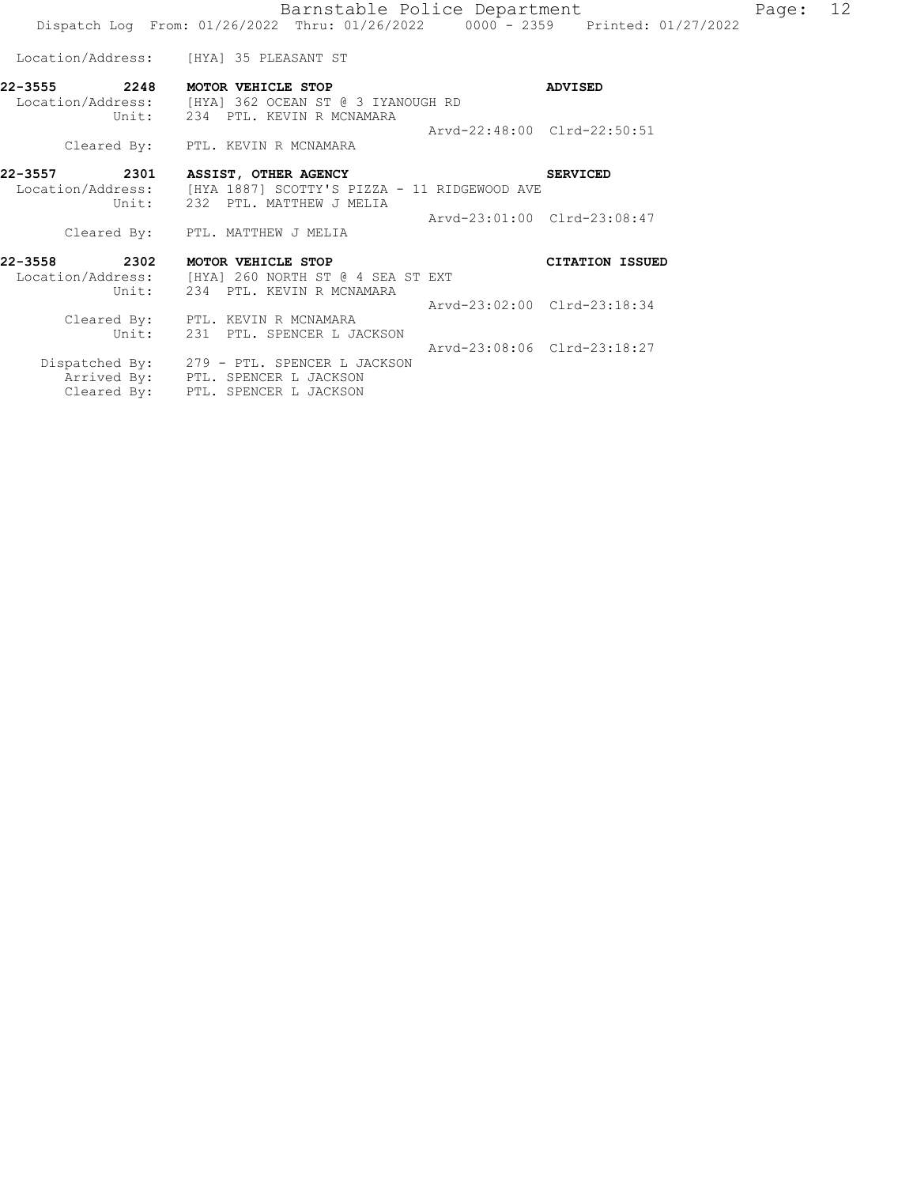Location/Address: [HYA] 35 PLEASANT ST

**22-3555 2248 MOTOR VEHICLE STOP** **ADVISED**
Location/Address: [HYA] 362 OCEAN ST @ 3 IYANOUGH RD
Unit: 234 PTL. KEVIN R MCNAMARA
Arvd-22:48:00 Clrd-22:50:51
Cleared By: PTL. KEVIN R MCNAMARA

**22-3557 2301 ASSIST, OTHER AGENCY** **SERVICED**
Location/Address: [HYA 1887] SCOTTY'S PIZZA - 11 RIDGEWOOD AVE
Unit: 232 PTL. MATTHEW J MELIA
Arvd-23:01:00 Clrd-23:08:47
Cleared By: PTL. MATTHEW J MELIA

**22-3558 2302 MOTOR VEHICLE STOP** **CITATION ISSUED**
Location/Address: [HYA] 260 NORTH ST @ 4 SEA ST EXT
Unit: 234 PTL. KEVIN R MCNAMARA
Arvd-23:02:00 Clrd-23:18:34
Cleared By: PTL. KEVIN R MCNAMARA
Unit: 231 PTL. SPENCER L JACKSON
Arvd-23:08:06 Clrd-23:18:27
Dispatched By: 279 - PTL. SPENCER L JACKSON
Arrived By: PTL. SPENCER L JACKSON
Cleared By: PTL. SPENCER L JACKSON